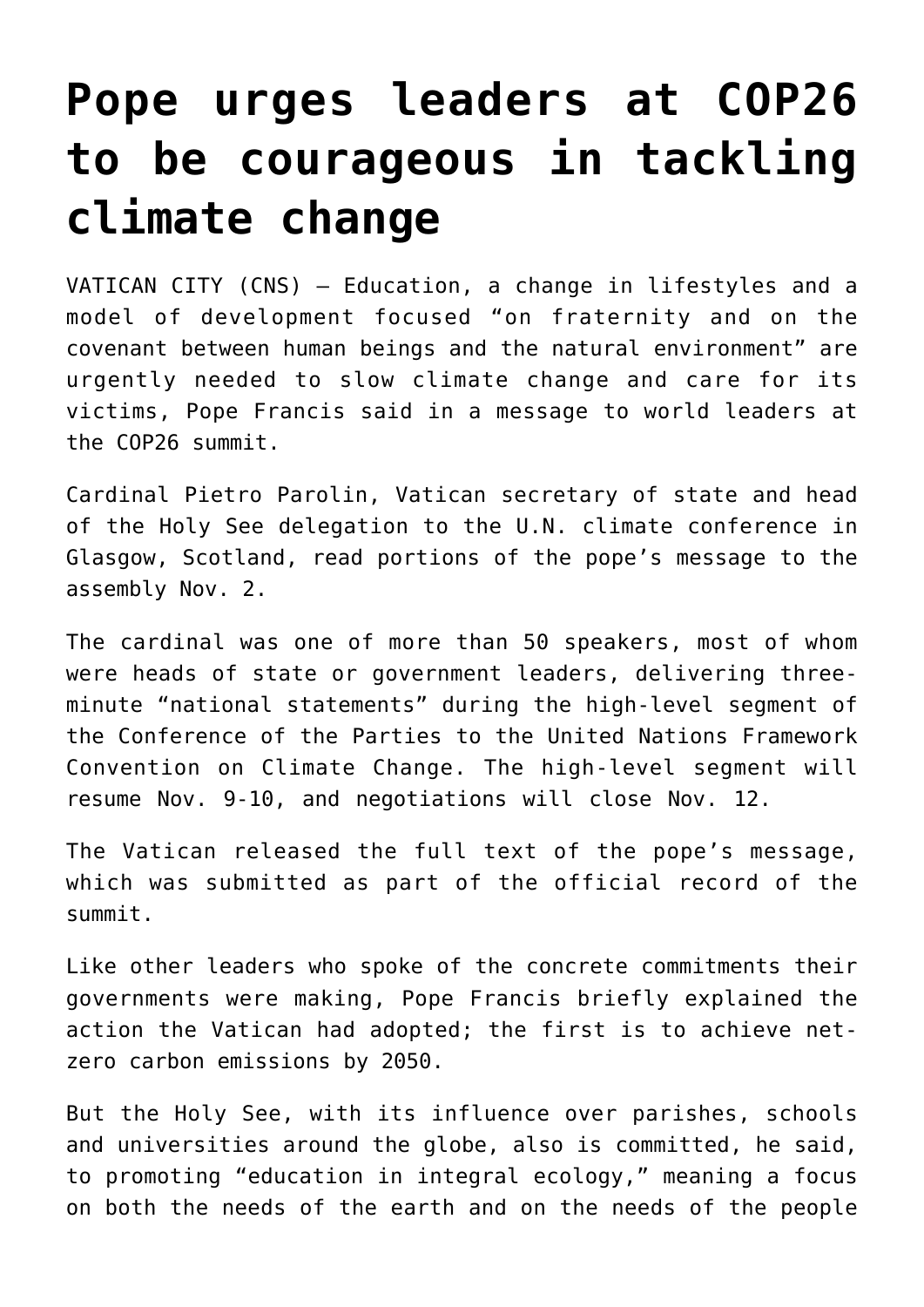# Pope urges leaders at COP26 to be courageous in tackling climate change

VATICAN CITY (CNS) — Education, a change in lifestyles and a model of development focused "on fraternity and on the covenant between human beings and the natural environment" are urgently needed to slow climate change and care for its victims, Pope Francis said in a message to world leaders at the COP26 summit.

Cardinal Pietro Parolin, Vatican secretary of state and head of the Holy See delegation to the U.N. climate conference in Glasgow, Scotland, read portions of the pope's message to the assembly Nov. 2.

The cardinal was one of more than 50 speakers, most of whom were heads of state or government leaders, delivering three-minute "national statements" during the high-level segment of the Conference of the Parties to the United Nations Framework Convention on Climate Change. The high-level segment will resume Nov. 9-10, and negotiations will close Nov. 12.

The Vatican released the full text of the pope's message, which was submitted as part of the official record of the summit.

Like other leaders who spoke of the concrete commitments their governments were making, Pope Francis briefly explained the action the Vatican had adopted; the first is to achieve net-zero carbon emissions by 2050.

But the Holy See, with its influence over parishes, schools and universities around the globe, also is committed, he said, to promoting "education in integral ecology," meaning a focus on both the needs of the earth and on the needs of the people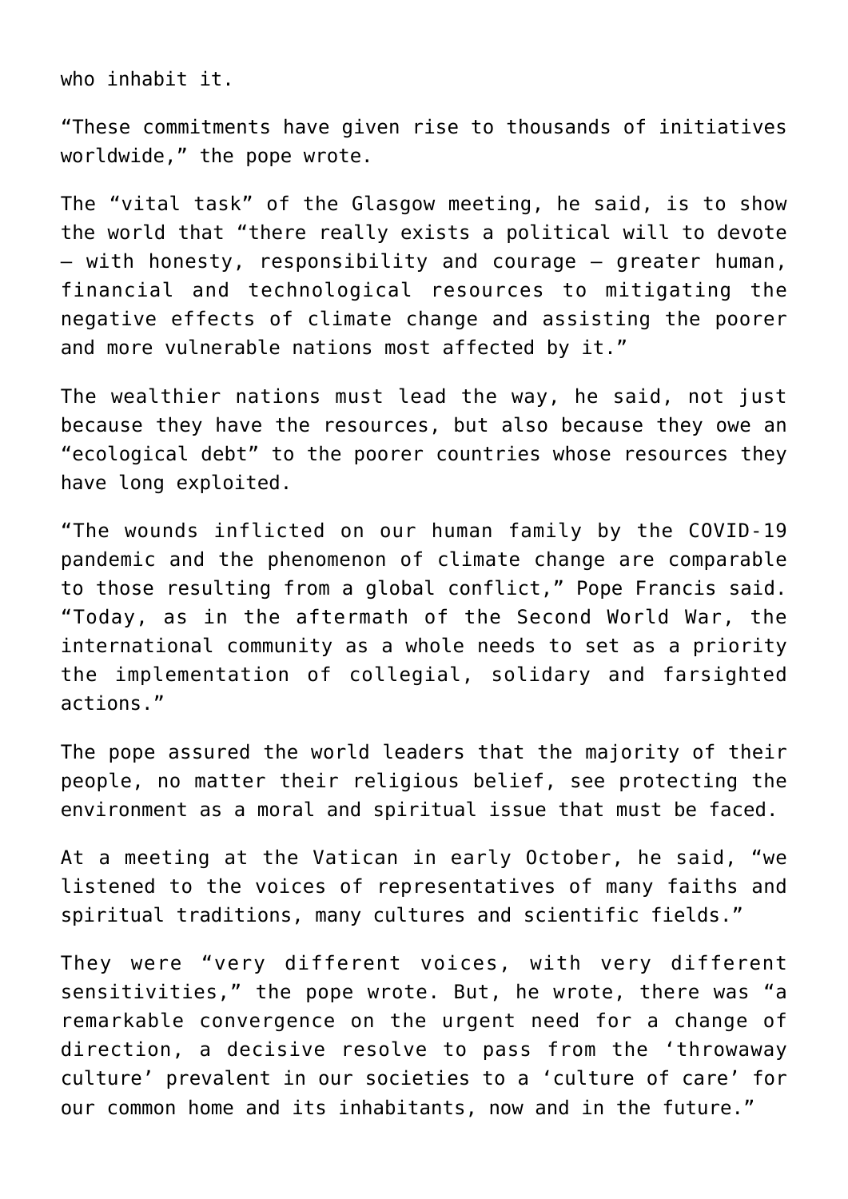who inhabit it.

"These commitments have given rise to thousands of initiatives worldwide," the pope wrote.

The "vital task" of the Glasgow meeting, he said, is to show the world that "there really exists a political will to devote — with honesty, responsibility and courage — greater human, financial and technological resources to mitigating the negative effects of climate change and assisting the poorer and more vulnerable nations most affected by it."

The wealthier nations must lead the way, he said, not just because they have the resources, but also because they owe an "ecological debt" to the poorer countries whose resources they have long exploited.

"The wounds inflicted on our human family by the COVID-19 pandemic and the phenomenon of climate change are comparable to those resulting from a global conflict," Pope Francis said. "Today, as in the aftermath of the Second World War, the international community as a whole needs to set as a priority the implementation of collegial, solidary and farsighted actions."

The pope assured the world leaders that the majority of their people, no matter their religious belief, see protecting the environment as a moral and spiritual issue that must be faced.

At a meeting at the Vatican in early October, he said, "we listened to the voices of representatives of many faiths and spiritual traditions, many cultures and scientific fields."

They were "very different voices, with very different sensitivities," the pope wrote. But, he wrote, there was "a remarkable convergence on the urgent need for a change of direction, a decisive resolve to pass from the 'throwaway culture' prevalent in our societies to a 'culture of care' for our common home and its inhabitants, now and in the future."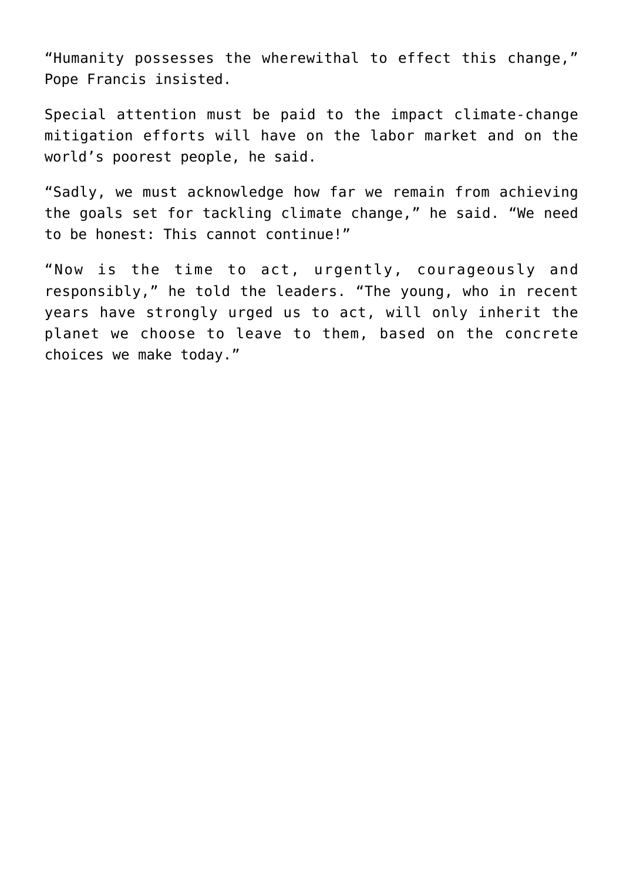"Humanity possesses the wherewithal to effect this change," Pope Francis insisted.

Special attention must be paid to the impact climate-change mitigation efforts will have on the labor market and on the world's poorest people, he said.

"Sadly, we must acknowledge how far we remain from achieving the goals set for tackling climate change," he said. "We need to be honest: This cannot continue!"

"Now is the time to act, urgently, courageously and responsibly," he told the leaders. "The young, who in recent years have strongly urged us to act, will only inherit the planet we choose to leave to them, based on the concrete choices we make today."